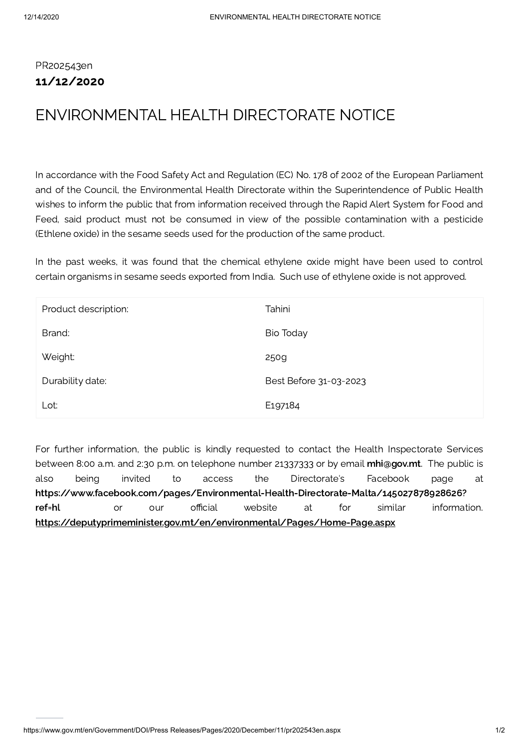PR202543en

**11/12/2020**

# ENVIRONMENTAL HEALTH DIRECTORATE NOTICE

In accordance with the Food Safety Act and Regulation (EC) No. 178 of 2002 of the European Parliament and of the Council, the Environmental Health Directorate within the Superintendence of Public Health wishes to inform the public that from information received through the Rapid Alert System for Food and Feed, said product must not be consumed in view of the possible contamination with a pesticide (Ethlene oxide) in the sesame seeds used for the production of the same product.

In the past weeks, it was found that the chemical ethylene oxide might have been used to control certain organisms in sesame seeds exported from India. Such use of ethylene oxide is not approved.

| | |
|---|---|
| Product description: | Tahini |
| Brand: | Bio Today |
| Weight: | 250g |
| Durability date: | Best Before 31-03-2023 |
| Lot: | E197184 |

For further information, the public is kindly requested to contact the Health Inspectorate Services between 8:00 a.m. and 2:30 p.m. on telephone number 21337333 or by email **mhi@gov.mt**. The public is also being invited to access the Directorate's Facebook page at **https://www.facebook.com/pages/Environmental-Health-Directorate-Malta/145027878928626?ref=hl** or our official website at for similar information. **https://deputyprimeminister.gov.mt/en/environmental/Pages/Home-Page.aspx**